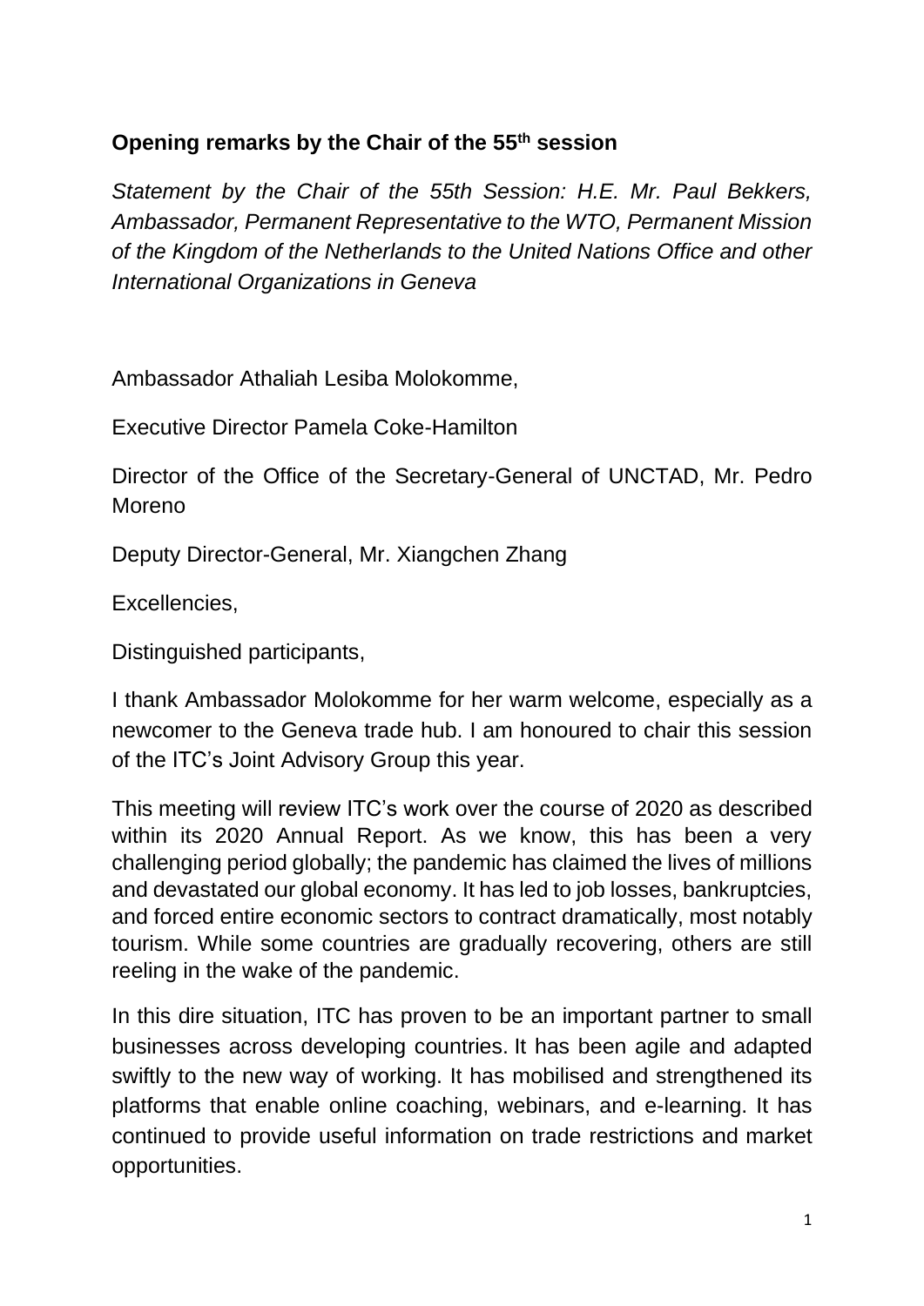**Opening remarks by the Chair of the 55th session**

*Statement by the Chair of the 55th Session: H.E. Mr. Paul Bekkers, Ambassador, Permanent Representative to the WTO, Permanent Mission of the Kingdom of the Netherlands to the United Nations Office and other International Organizations in Geneva*

Ambassador Athaliah Lesiba Molokomme,

Executive Director Pamela Coke-Hamilton

Director of the Office of the Secretary-General of UNCTAD, Mr. Pedro Moreno

Deputy Director-General, Mr. Xiangchen Zhang

Excellencies,

Distinguished participants,

I thank Ambassador Molokomme for her warm welcome, especially as a newcomer to the Geneva trade hub. I am honoured to chair this session of the ITC's Joint Advisory Group this year.

This meeting will review ITC's work over the course of 2020 as described within its 2020 Annual Report. As we know, this has been a very challenging period globally; the pandemic has claimed the lives of millions and devastated our global economy. It has led to job losses, bankruptcies, and forced entire economic sectors to contract dramatically, most notably tourism. While some countries are gradually recovering, others are still reeling in the wake of the pandemic.

In this dire situation, ITC has proven to be an important partner to small businesses across developing countries. It has been agile and adapted swiftly to the new way of working. It has mobilised and strengthened its platforms that enable online coaching, webinars, and e-learning. It has continued to provide useful information on trade restrictions and market opportunities.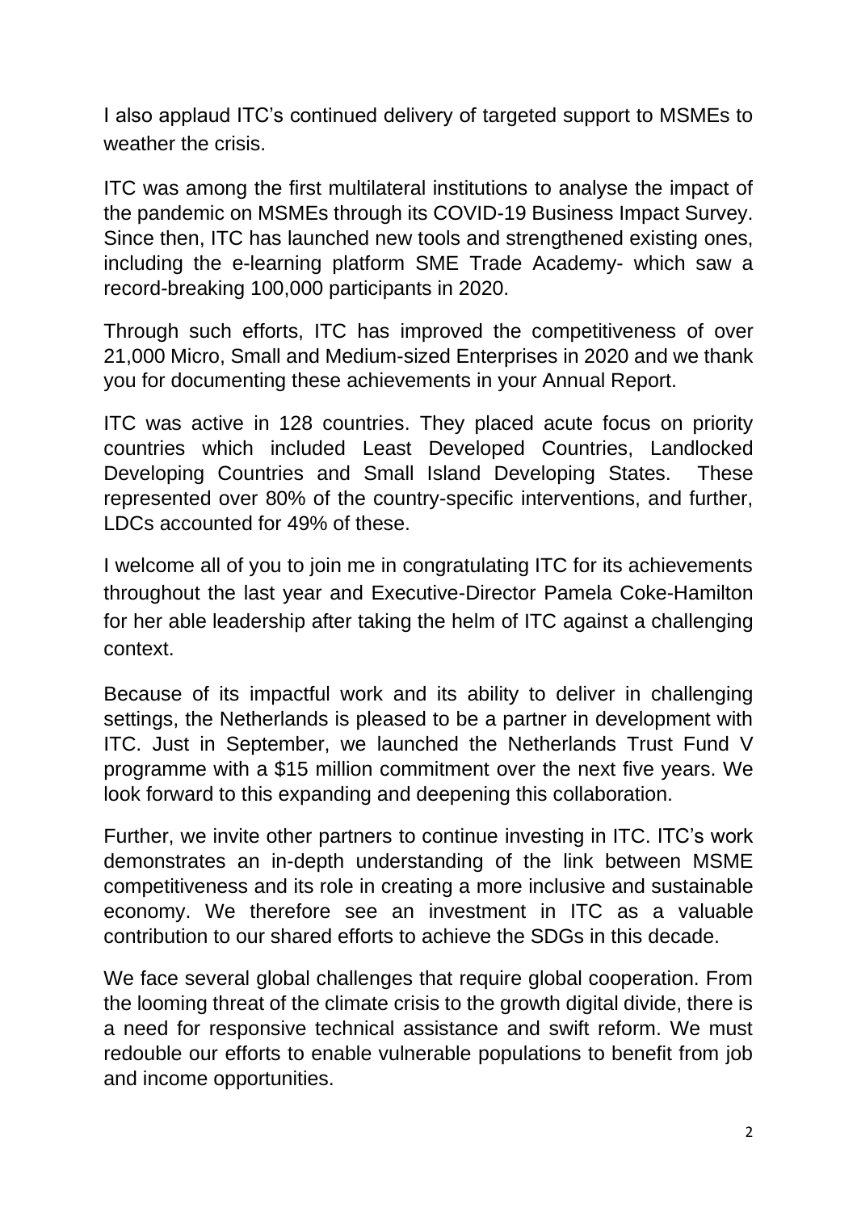I also applaud ITC's continued delivery of targeted support to MSMEs to weather the crisis.

ITC was among the first multilateral institutions to analyse the impact of the pandemic on MSMEs through its COVID-19 Business Impact Survey. Since then, ITC has launched new tools and strengthened existing ones, including the e-learning platform SME Trade Academy- which saw a record-breaking 100,000 participants in 2020.

Through such efforts, ITC has improved the competitiveness of over 21,000 Micro, Small and Medium-sized Enterprises in 2020 and we thank you for documenting these achievements in your Annual Report.

ITC was active in 128 countries. They placed acute focus on priority countries which included Least Developed Countries, Landlocked Developing Countries and Small Island Developing States. These represented over 80% of the country-specific interventions, and further, LDCs accounted for 49% of these.

I welcome all of you to join me in congratulating ITC for its achievements throughout the last year and Executive-Director Pamela Coke-Hamilton for her able leadership after taking the helm of ITC against a challenging context.

Because of its impactful work and its ability to deliver in challenging settings, the Netherlands is pleased to be a partner in development with ITC. Just in September, we launched the Netherlands Trust Fund V programme with a $15 million commitment over the next five years. We look forward to this expanding and deepening this collaboration.

Further, we invite other partners to continue investing in ITC. ITC's work demonstrates an in-depth understanding of the link between MSME competitiveness and its role in creating a more inclusive and sustainable economy. We therefore see an investment in ITC as a valuable contribution to our shared efforts to achieve the SDGs in this decade.

We face several global challenges that require global cooperation. From the looming threat of the climate crisis to the growth digital divide, there is a need for responsive technical assistance and swift reform. We must redouble our efforts to enable vulnerable populations to benefit from job and income opportunities.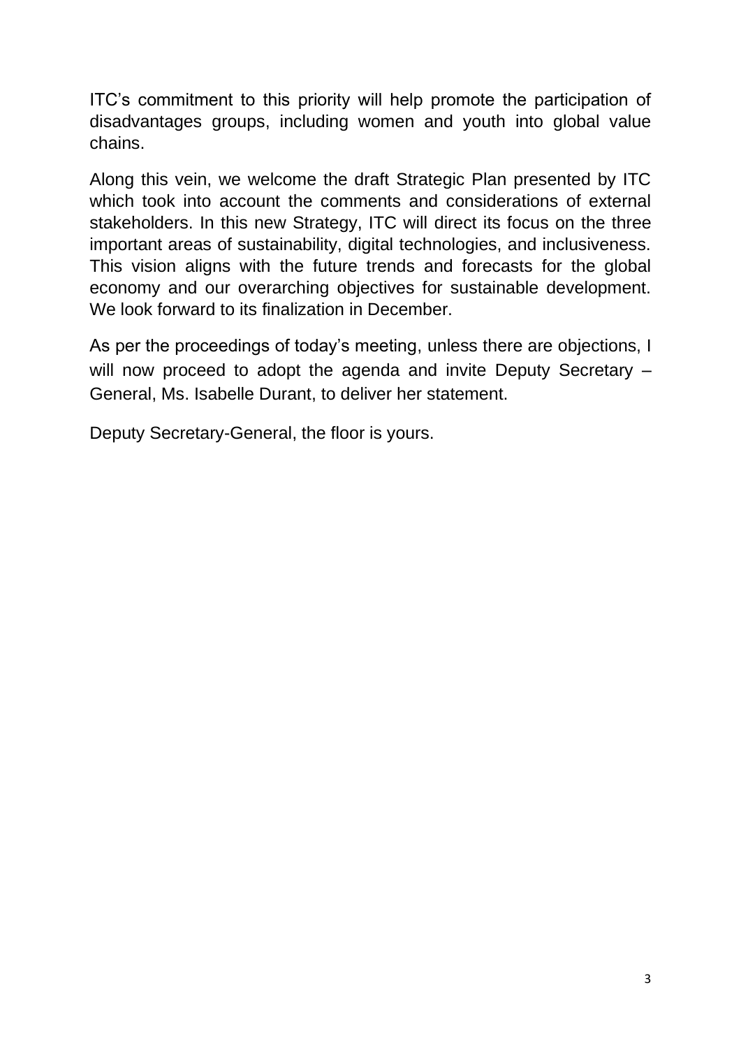ITC's commitment to this priority will help promote the participation of disadvantages groups, including women and youth into global value chains.

Along this vein, we welcome the draft Strategic Plan presented by ITC which took into account the comments and considerations of external stakeholders. In this new Strategy, ITC will direct its focus on the three important areas of sustainability, digital technologies, and inclusiveness. This vision aligns with the future trends and forecasts for the global economy and our overarching objectives for sustainable development. We look forward to its finalization in December.

As per the proceedings of today's meeting, unless there are objections, I will now proceed to adopt the agenda and invite Deputy Secretary – General, Ms. Isabelle Durant, to deliver her statement.

Deputy Secretary-General, the floor is yours.